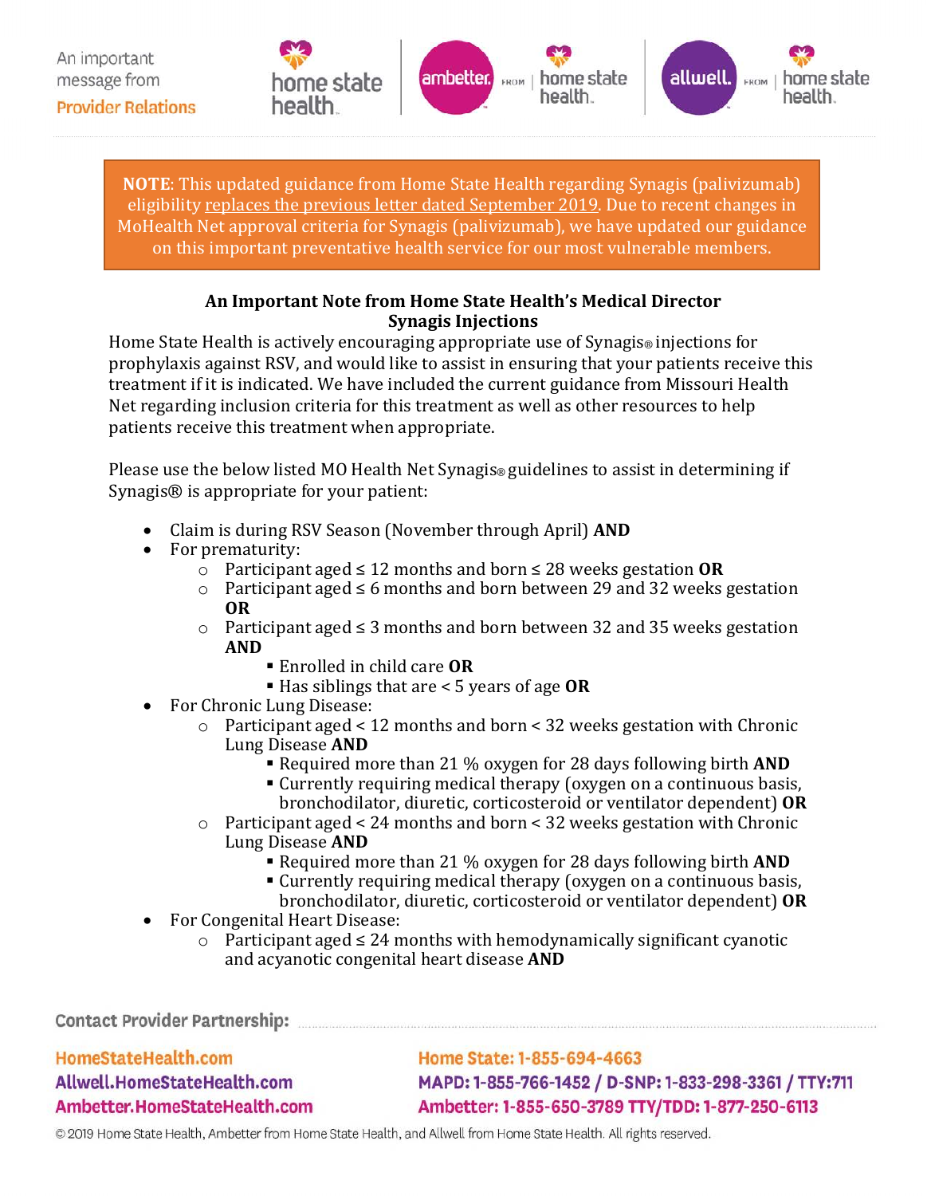An important message from **Provider Relations**

home state health | ambetter from home state health | allwell from home state health

**NOTE**: This updated guidance from Home State Health regarding Synagis (palivizumab) eligibility replaces the previous letter dated September 2019. Due to recent changes in MoHealth Net approval criteria for Synagis (palivizumab), we have updated our guidance on this important preventative health service for our most vulnerable members.

## An Important Note from Home State Health's Medical Director
## Synagis Injections

Home State Health is actively encouraging appropriate use of Synagis® injections for prophylaxis against RSV, and would like to assist in ensuring that your patients receive this treatment if it is indicated. We have included the current guidance from Missouri Health Net regarding inclusion criteria for this treatment as well as other resources to help patients receive this treatment when appropriate.

Please use the below listed MO Health Net Synagis® guidelines to assist in determining if Synagis® is appropriate for your patient:

- Claim is during RSV Season (November through April) **AND**
- For prematurity:
  - Participant aged ≤ 12 months and born ≤ 28 weeks gestation **OR**
  - Participant aged ≤ 6 months and born between 29 and 32 weeks gestation **OR**
  - Participant aged ≤ 3 months and born between 32 and 35 weeks gestation **AND**
    - Enrolled in child care **OR**
    - Has siblings that are < 5 years of age **OR**
- For Chronic Lung Disease:
  - Participant aged < 12 months and born < 32 weeks gestation with Chronic Lung Disease **AND**
    - Required more than 21 % oxygen for 28 days following birth **AND**
    - Currently requiring medical therapy (oxygen on a continuous basis, bronchodilator, diuretic, corticosteroid or ventilator dependent) **OR**
  - Participant aged < 24 months and born < 32 weeks gestation with Chronic Lung Disease **AND**
    - Required more than 21 % oxygen for 28 days following birth **AND**
    - Currently requiring medical therapy (oxygen on a continuous basis, bronchodilator, diuretic, corticosteroid or ventilator dependent) **OR**
- For Congenital Heart Disease:
  - Participant aged ≤ 24 months with hemodynamically significant cyanotic and acyanotic congenital heart disease **AND**

**Contact Provider Partnership:**

HomeStateHealth.com
Allwell.HomeStateHealth.com
Ambetter.HomeStateHealth.com

Home State: 1-855-694-4663
MAPD: 1-855-766-1452 / D-SNP: 1-833-298-3361 / TTY:711
Ambetter: 1-855-650-3789 TTY/TDD: 1-877-250-6113

© 2019 Home State Health, Ambetter from Home State Health, and Allwell from Home State Health. All rights reserved.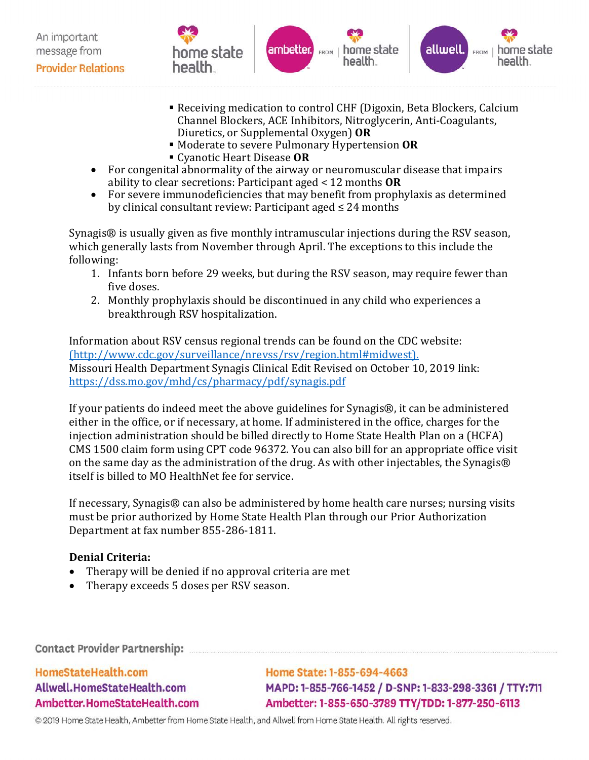- Receiving medication to control CHF (Digoxin, Beta Blockers, Calcium Channel Blockers, ACE Inhibitors, Nitroglycerin, Anti-Coagulants, Diuretics, or Supplemental Oxygen) **OR**
    - Moderate to severe Pulmonary Hypertension **OR**
    - Cyanotic Heart Disease **OR**
- For congenital abnormality of the airway or neuromuscular disease that impairs ability to clear secretions: Participant aged < 12 months **OR**
- For severe immunodeficiencies that may benefit from prophylaxis as determined by clinical consultant review: Participant aged ≤ 24 months

Synagis® is usually given as five monthly intramuscular injections during the RSV season, which generally lasts from November through April. The exceptions to this include the following:

1. Infants born before 29 weeks, but during the RSV season, may require fewer than five doses.
2. Monthly prophylaxis should be discontinued in any child who experiences a breakthrough RSV hospitalization.

Information about RSV census regional trends can be found on the CDC website: (http://www.cdc.gov/surveillance/nrevss/rsv/region.html#midwest).
Missouri Health Department Synagis Clinical Edit Revised on October 10, 2019 link: https://dss.mo.gov/mhd/cs/pharmacy/pdf/synagis.pdf

If your patients do indeed meet the above guidelines for Synagis®, it can be administered either in the office, or if necessary, at home. If administered in the office, charges for the injection administration should be billed directly to Home State Health Plan on a (HCFA) CMS 1500 claim form using CPT code 96372. You can also bill for an appropriate office visit on the same day as the administration of the drug. As with other injectables, the Synagis® itself is billed to MO HealthNet fee for service.

If necessary, Synagis® can also be administered by home health care nurses; nursing visits must be prior authorized by Home State Health Plan through our Prior Authorization Department at fax number 855-286-1811.

**Denial Criteria:**

- Therapy will be denied if no approval criteria are met
- Therapy exceeds 5 doses per RSV season.

**Contact Provider Partnership:**

HomeStateHealth.com
Allwell.HomeStateHealth.com
Ambetter.HomeStateHealth.com

Home State: 1-855-694-4663
MAPD: 1-855-766-1452 / D-SNP: 1-833-298-3361 / TTY:711
Ambetter: 1-855-650-3789 TTY/TDD: 1-877-250-6113

© 2019 Home State Health, Ambetter from Home State Health, and Allwell from Home State Health. All rights reserved.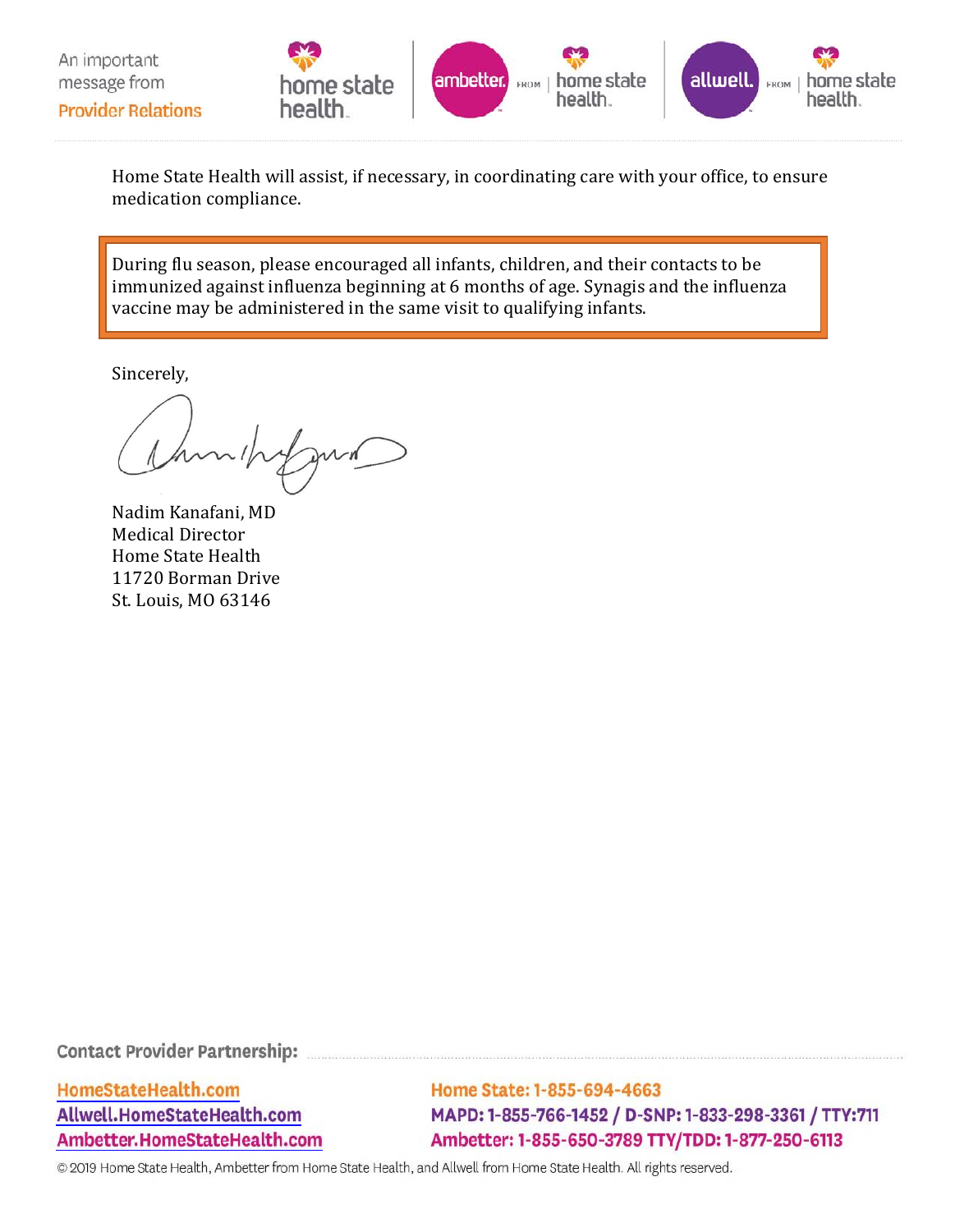Home State Health will assist, if necessary, in coordinating care with your office, to ensure medication compliance.

During flu season, please encouraged all infants, children, and their contacts to be immunized against influenza beginning at 6 months of age. Synagis and the influenza vaccine may be administered in the same visit to qualifying infants.

Sincerely,

Nadim Kanafani, MD
Medical Director
Home State Health
11720 Borman Drive
St. Louis, MO 63146

**Contact Provider Partnership:**

HomeStateHealth.com
Allwell.HomeStateHealth.com
Ambetter.HomeStateHealth.com

Home State: 1-855-694-4663
MAPD: 1-855-766-1452 / D-SNP: 1-833-298-3361 / TTY:711
Ambetter: 1-855-650-3789 TTY/TDD: 1-877-250-6113

© 2019 Home State Health, Ambetter from Home State Health, and Allwell from Home State Health. All rights reserved.